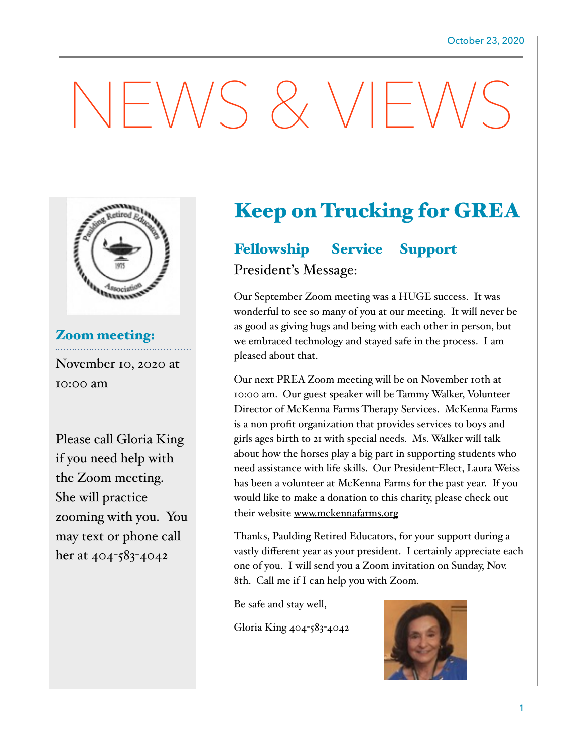October 23, 2020

# NEWS & VIEWS

## Zoom meeting:

November 10, 2020 at 10:00 am

Please call Gloria King if you need help with the Zoom meeting. She will practice zooming with you. You may text or phone call her at 404-583-4042

## Keep on Trucking for GREA

### Fellowship Service Support

President's Message:

Our September Zoom meeting was a HUGE success. It was wonderful to see so many of you at our meeting. It will never be as good as giving hugs and being with each other in person, but we embraced technology and stayed safe in the process. I am pleased about that.

Our next PREA Zoom meeting will be on November 10th at 10:00 am. Our guest speaker will be Tammy Walker, Volunteer Director of McKenna Farms Therapy Services. McKenna Farms is a non profit organization that provides services to boys and girls ages birth to 21 with special needs. Ms. Walker will talk about how the horses play a big part in supporting students who need assistance with life skills. Our President-Elect, Laura Weiss has been a volunteer at McKenna Farms for the past year. If you would like to make a donation to this charity, please check out their website www.mckennafarms.org

Thanks, Paulding Retired Educators, for your support during a vastly different year as your president. I certainly appreciate each one of you. I will send you a Zoom invitation on Sunday, Nov. 8th. Call me if I can help you with Zoom.

Be safe and stay well,

Gloria King 404-583-4042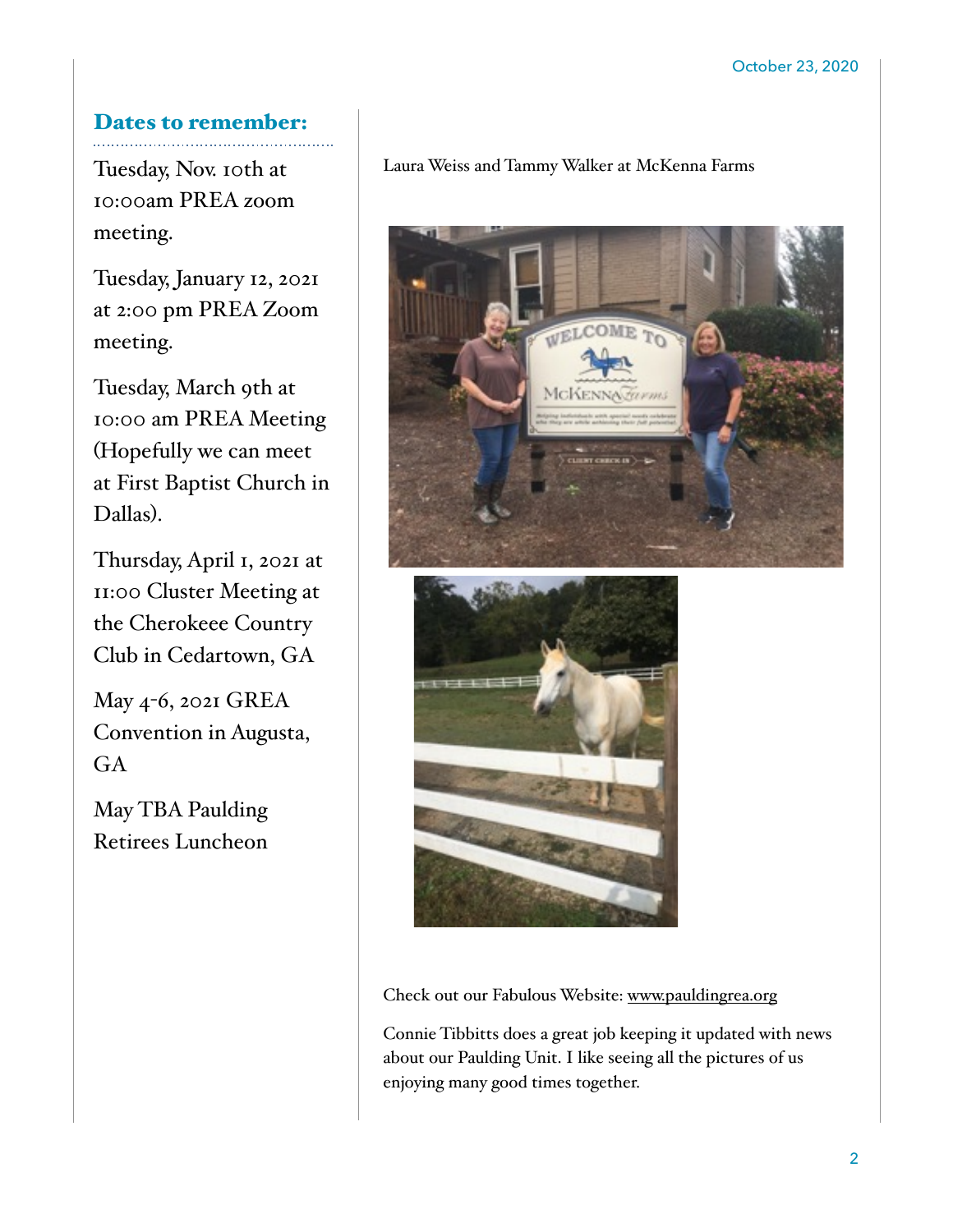## Dates to remember:

Tuesday, Nov. 10th at 10:00am PREA zoom meeting.

Tuesday, January 12, 2021 at 2:00 pm PREA Zoom meeting.

Tuesday, March 9th at 10:00 am PREA Meeting (Hopefully we can meet at First Baptist Church in Dallas).

Thursday, April 1, 2021 at 11:00 Cluster Meeting at the Cherokeee Country Club in Cedartown, GA

May 4-6, 2021 GREA Convention in Augusta, GA

May TBA Paulding Retirees Luncheon

Laura Weiss and Tammy Walker at McKenna Farms

Check out our Fabulous Website: www.pauldingrea.org

Connie Tibbitts does a great job keeping it updated with news about our Paulding Unit. I like seeing all the pictures of us enjoying many good times together.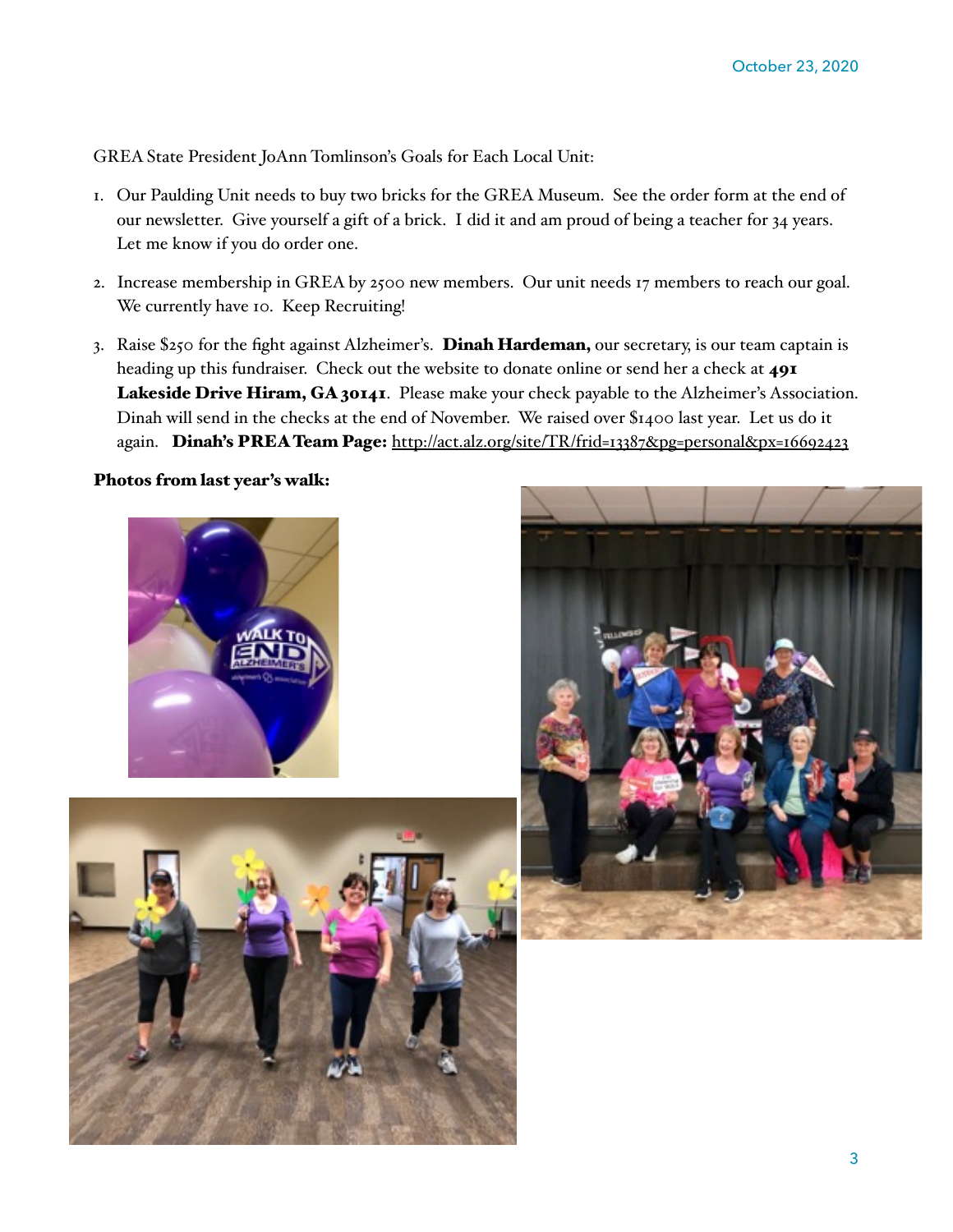GREA State President JoAnn Tomlinson's Goals for Each Local Unit:

1. Our Paulding Unit needs to buy two bricks for the GREA Museum. See the order form at the end of our newsletter. Give yourself a gift of a brick. I did it and am proud of being a teacher for 34 years. Let me know if you do order one.
2. Increase membership in GREA by 2500 new members. Our unit needs 17 members to reach our goal. We currently have 10. Keep Recruiting!
3. Raise $250 for the fight against Alzheimer's. **Dinah Hardeman,** our secretary, is our team captain is heading up this fundraiser. Check out the website to donate online or send her a check at **491 Lakeside Drive Hiram, GA 30141**. Please make your check payable to the Alzheimer's Association. Dinah will send in the checks at the end of November. We raised over $1400 last year. Let us do it again. **Dinah's PREA Team Page:** http://act.alz.org/site/TR/frid=13387&pg=personal&px=16692423

**Photos from last year's walk:**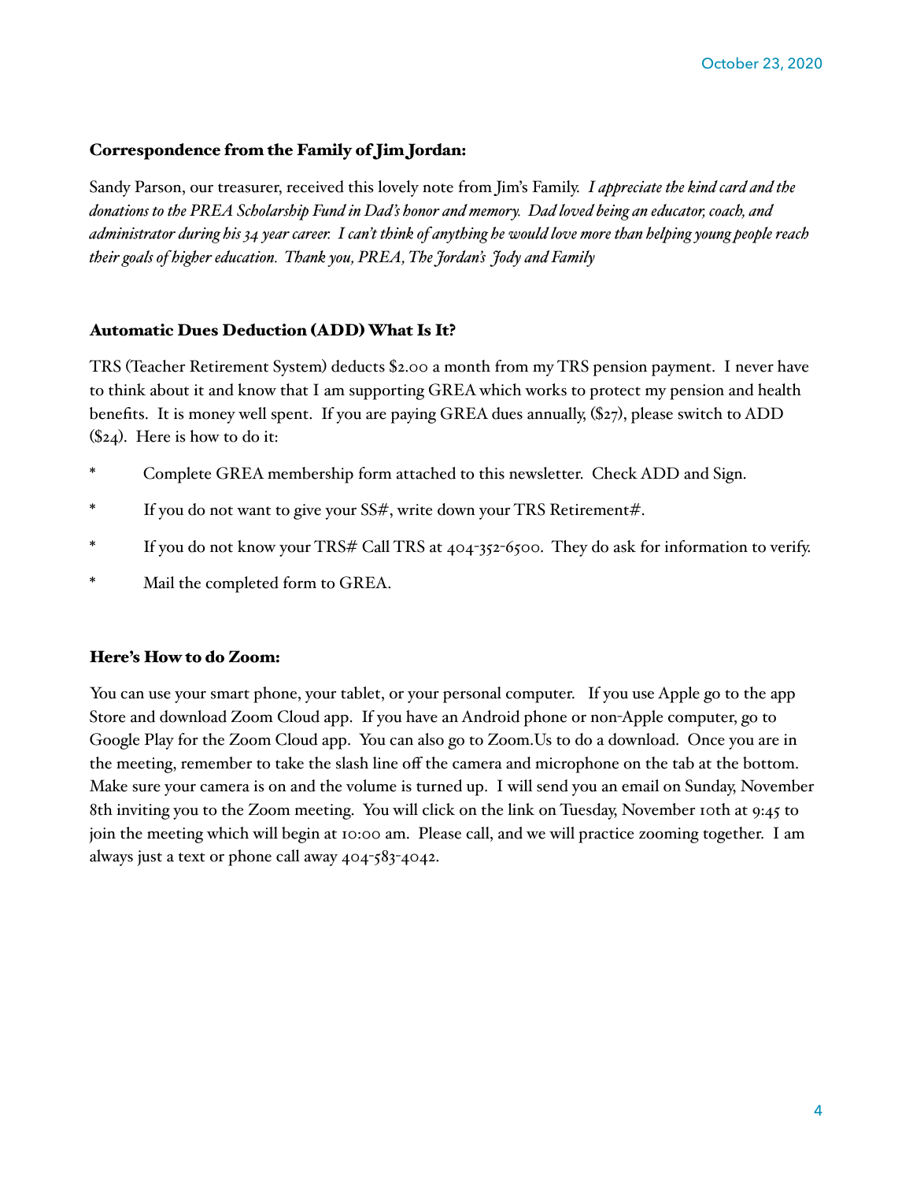October 23, 2020

### Correspondence from the Family of Jim Jordan:

Sandy Parson, our treasurer, received this lovely note from Jim's Family. *I appreciate the kind card and the donations to the PREA Scholarship Fund in Dad's honor and memory. Dad loved being an educator, coach, and administrator during his 34 year career. I can't think of anything he would love more than helping young people reach their goals of higher education. Thank you, PREA, The Jordan's Jody and Family*

### Automatic Dues Deduction (ADD) What Is It?

TRS (Teacher Retirement System) deducts $2.00 a month from my TRS pension payment. I never have to think about it and know that I am supporting GREA which works to protect my pension and health benefits. It is money well spent. If you are paying GREA dues annually, ($27), please switch to ADD ($24). Here is how to do it:

* Complete GREA membership form attached to this newsletter. Check ADD and Sign.
* If you do not want to give your SS#, write down your TRS Retirement#.
* If you do not know your TRS# Call TRS at 404-352-6500. They do ask for information to verify.
* Mail the completed form to GREA.

### Here's How to do Zoom:

You can use your smart phone, your tablet, or your personal computer. If you use Apple go to the app Store and download Zoom Cloud app. If you have an Android phone or non-Apple computer, go to Google Play for the Zoom Cloud app. You can also go to Zoom.Us to do a download. Once you are in the meeting, remember to take the slash line off the camera and microphone on the tab at the bottom. Make sure your camera is on and the volume is turned up. I will send you an email on Sunday, November 8th inviting you to the Zoom meeting. You will click on the link on Tuesday, November 10th at 9:45 to join the meeting which will begin at 10:00 am. Please call, and we will practice zooming together. I am always just a text or phone call away 404-583-4042.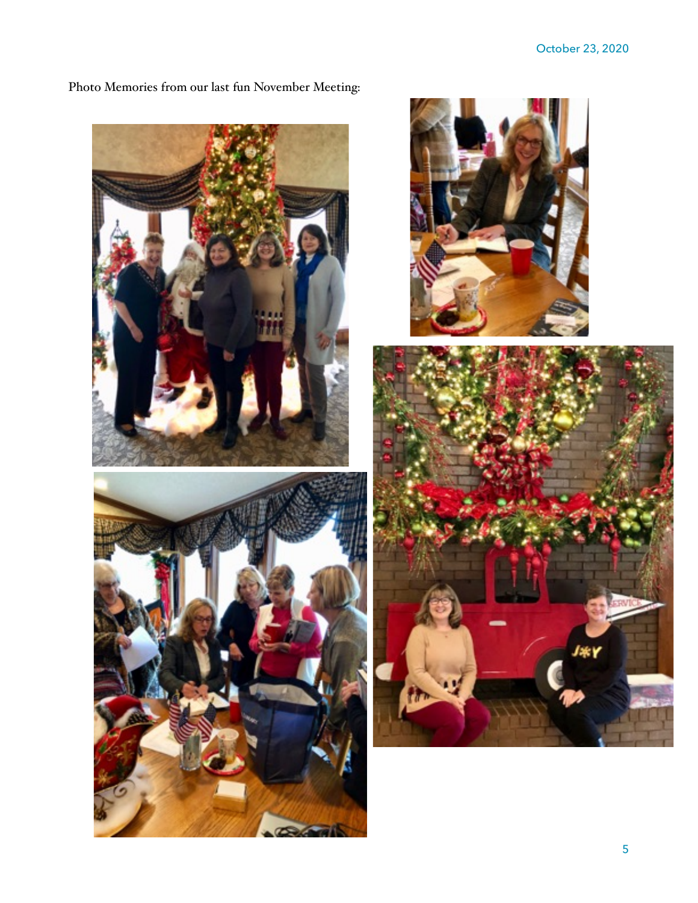Photo Memories from our last fun November Meeting: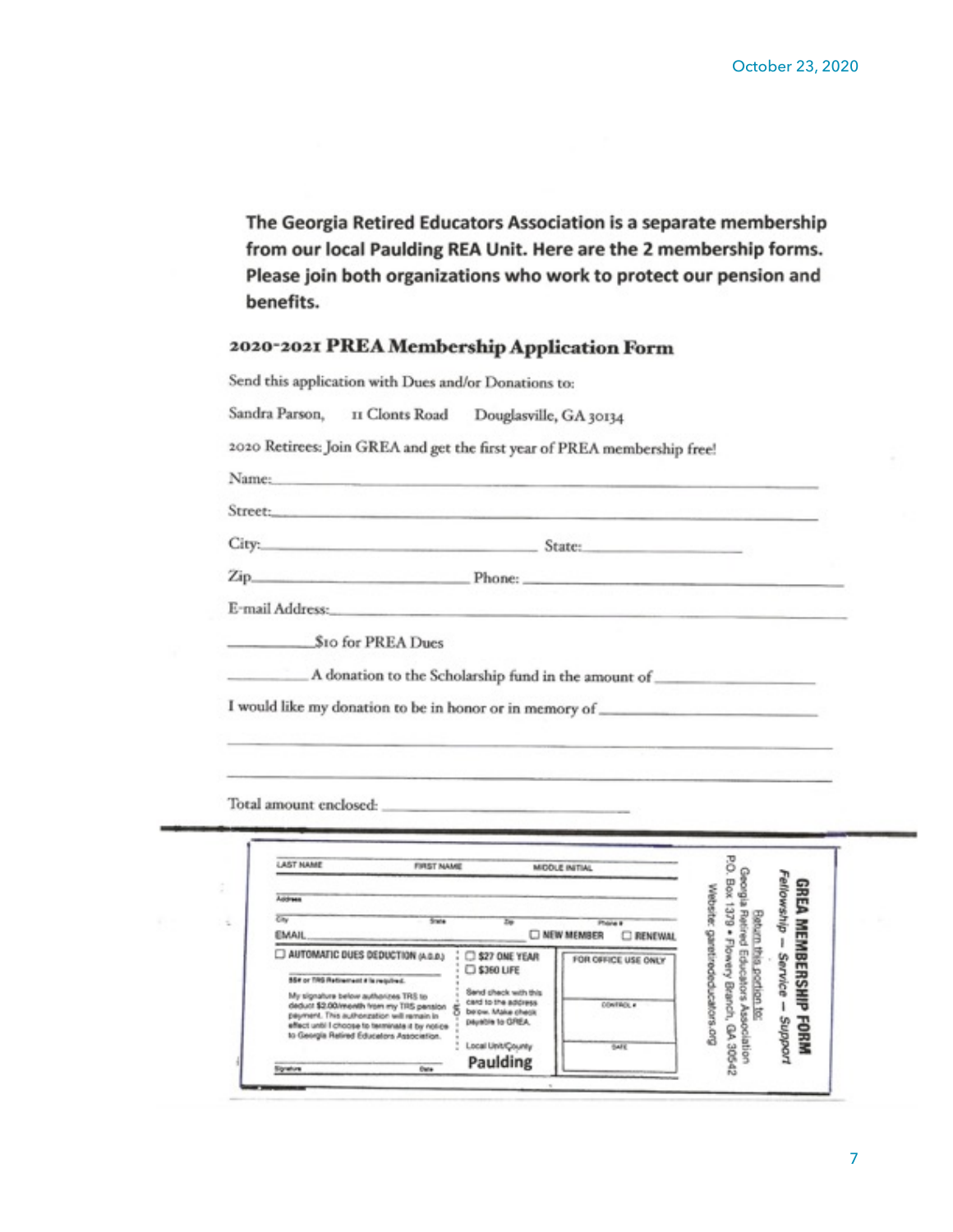**The Georgia Retired Educators Association is a separate membership from our local Paulding REA Unit. Here are the 2 membership forms. Please join both organizations who work to protect our pension and benefits.**

## 2020-2021 PREA Membership Application Form

Send this application with Dues and/or Donations to:

Sandra Parson, 11 Clonts Road Douglasville, GA 30134

2020 Retirees: Join GREA and get the first year of PREA membership free!

Name: ______________________________

Street: ______________________________

City: ______________ State: ______________

Zip ______________ Phone: ______________

E-mail Address: ______________________________

__________ $10 for PREA Dues

__________ A donation to the Scholarship fund in the amount of __________

I would like my donation to be in honor or in memory of __________

______________________________

______________________________

Total amount enclosed: ______________

---

## GREA MEMBERSHIP FORM

*Fellowship — Service — Support*

Return this portion to:
Georgia Retired Educators Association
P.O. Box 1379 • Flowery Branch, GA 30542
Website: garetirededucators.org

LAST NAME ______ FIRST NAME ______ MIDDLE INITIAL ______

Address ______________________________

City ______ State ______ Zip ______ Phone # ______

EMAIL ______________ ☐ NEW MEMBER ☐ RENEWAL

☐ AUTOMATIC DUES DEDUCTION (A.D.D.)

SS# or TRS Retirement # is required.

My signature below authorizes TRS to deduct $2.00/month from my TRS pension payment. This authorization will remain in effect until I choose to terminate it by notice to Georgia Retired Educators Association.

Signature ______ Date ______

OR

☐ $27 ONE YEAR
☐ $360 LIFE

Send check with this card to the address below. Make check payable to GREA.

Local Unit/County: Paulding

FOR OFFICE USE ONLY

CONTROL # ______

DATE ______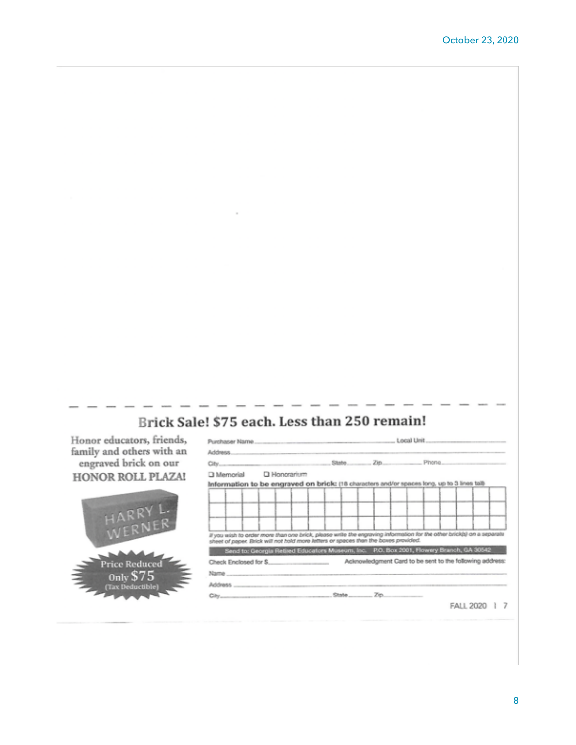## Brick Sale! $75 each. Less than 250 remain!

Honor educators, friends, family and others with an engraved brick on our **HONOR ROLL PLAZA!**

HARRY L. WERNER

Price Reduced
Only $75
(Tax Deductible)

Purchaser Name \_\_\_\_\_\_\_\_\_\_\_\_\_\_\_\_\_\_\_\_ Local Unit \_\_\_\_\_\_\_\_\_\_

Address \_\_\_\_\_\_\_\_\_\_\_\_\_\_\_\_\_\_\_\_

City \_\_\_\_\_\_\_\_\_\_ State \_\_\_\_\_ Zip \_\_\_\_\_ Phone \_\_\_\_\_\_\_\_\_\_

☐ Memorial ☐ Honorarium

**Information to be engraved on brick:** (18 characters and/or spaces long, up to 3 lines tall)

| | | | | | | | | | | | | | | | | | |
|---|---|---|---|---|---|---|---|---|---|---|---|---|---|---|---|---|---|
| | | | | | | | | | | | | | | | | | |
| | | | | | | | | | | | | | | | | | |
| | | | | | | | | | | | | | | | | | |

*If you wish to order more than one brick, please write the engraving information for the other brick(s) on a separate sheet of paper. Brick will not hold more letters or spaces than the boxes provided.*

Send to: Georgia Retired Educators Museum, Inc. P.O. Box 2001, Flowery Branch, GA 30542

Check Enclosed for $ \_\_\_\_\_\_\_\_\_\_ Acknowledgment Card to be sent to the following address:

Name \_\_\_\_\_\_\_\_\_\_\_\_\_\_\_\_\_\_\_\_

Address \_\_\_\_\_\_\_\_\_\_\_\_\_\_\_\_\_\_\_\_

City \_\_\_\_\_\_\_\_\_\_ State \_\_\_\_\_ Zip \_\_\_\_\_